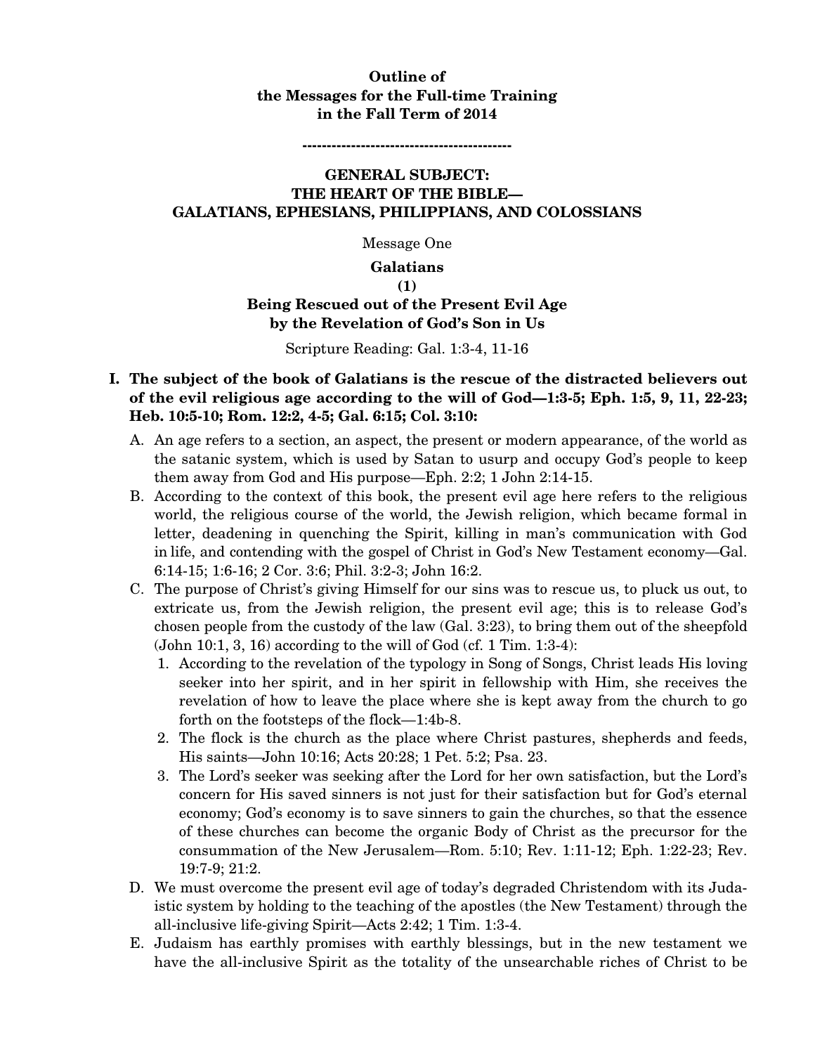**Outline of**
**the Messages for the Full-time Training**
**in the Fall Term of 2014**

**-------------------------------------------**

## GENERAL SUBJECT: THE HEART OF THE BIBLE— GALATIANS, EPHESIANS, PHILIPPIANS, AND COLOSSIANS

Message One

### Galatians (1) Being Rescued out of the Present Evil Age by the Revelation of God's Son in Us

Scripture Reading: Gal. 1:3-4, 11-16

**I. The subject of the book of Galatians is the rescue of the distracted believers out of the evil religious age according to the will of God—1:3-5; Eph. 1:5, 9, 11, 22-23; Heb. 10:5-10; Rom. 12:2, 4-5; Gal. 6:15; Col. 3:10:**

A. An age refers to a section, an aspect, the present or modern appearance, of the world as the satanic system, which is used by Satan to usurp and occupy God's people to keep them away from God and His purpose—Eph. 2:2; 1 John 2:14-15.

B. According to the context of this book, the present evil age here refers to the religious world, the religious course of the world, the Jewish religion, which became formal in letter, deadening in quenching the Spirit, killing in man's communication with God in life, and contending with the gospel of Christ in God's New Testament economy—Gal. 6:14-15; 1:6-16; 2 Cor. 3:6; Phil. 3:2-3; John 16:2.

C. The purpose of Christ's giving Himself for our sins was to rescue us, to pluck us out, to extricate us, from the Jewish religion, the present evil age; this is to release God's chosen people from the custody of the law (Gal. 3:23), to bring them out of the sheepfold (John 10:1, 3, 16) according to the will of God (cf. 1 Tim. 1:3-4):

1. According to the revelation of the typology in Song of Songs, Christ leads His loving seeker into her spirit, and in her spirit in fellowship with Him, she receives the revelation of how to leave the place where she is kept away from the church to go forth on the footsteps of the flock—1:4b-8.
2. The flock is the church as the place where Christ pastures, shepherds and feeds, His saints—John 10:16; Acts 20:28; 1 Pet. 5:2; Psa. 23.
3. The Lord's seeker was seeking after the Lord for her own satisfaction, but the Lord's concern for His saved sinners is not just for their satisfaction but for God's eternal economy; God's economy is to save sinners to gain the churches, so that the essence of these churches can become the organic Body of Christ as the precursor for the consummation of the New Jerusalem—Rom. 5:10; Rev. 1:11-12; Eph. 1:22-23; Rev. 19:7-9; 21:2.

D. We must overcome the present evil age of today's degraded Christendom with its Judaistic system by holding to the teaching of the apostles (the New Testament) through the all-inclusive life-giving Spirit—Acts 2:42; 1 Tim. 1:3-4.

E. Judaism has earthly promises with earthly blessings, but in the new testament we have the all-inclusive Spirit as the totality of the unsearchable riches of Christ to be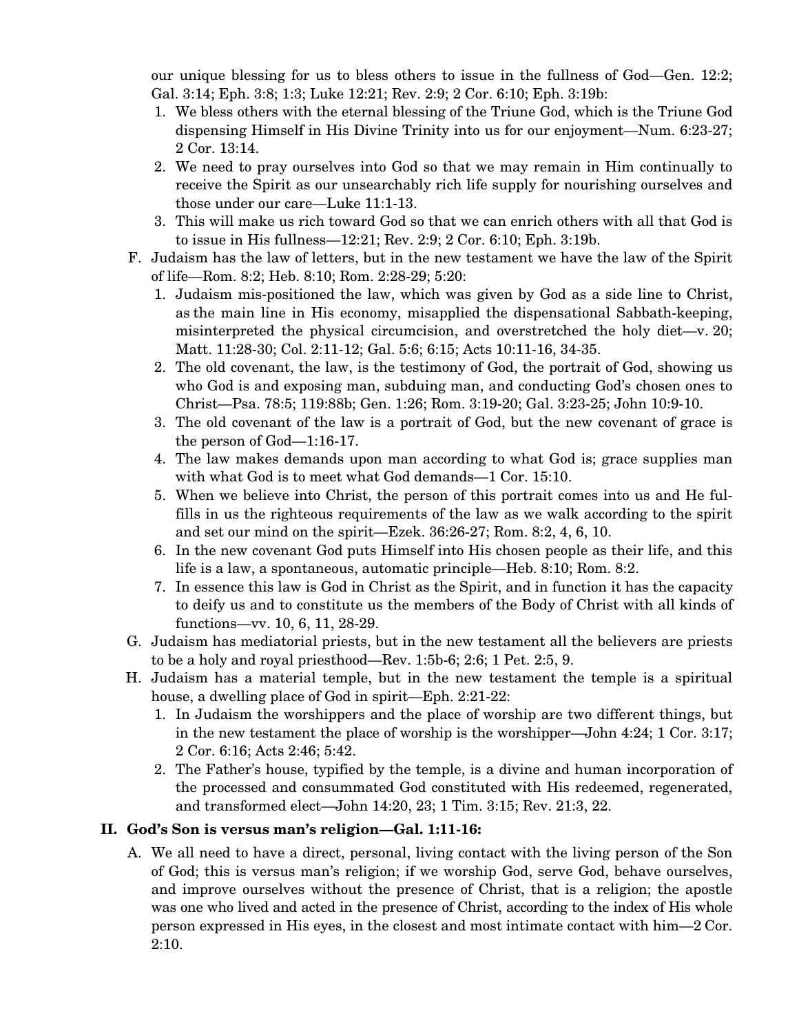our unique blessing for us to bless others to issue in the fullness of God—Gen. 12:2; Gal. 3:14; Eph. 3:8; 1:3; Luke 12:21; Rev. 2:9; 2 Cor. 6:10; Eph. 3:19b:

1. We bless others with the eternal blessing of the Triune God, which is the Triune God dispensing Himself in His Divine Trinity into us for our enjoyment—Num. 6:23-27; 2 Cor. 13:14.
2. We need to pray ourselves into God so that we may remain in Him continually to receive the Spirit as our unsearchably rich life supply for nourishing ourselves and those under our care—Luke 11:1-13.
3. This will make us rich toward God so that we can enrich others with all that God is to issue in His fullness—12:21; Rev. 2:9; 2 Cor. 6:10; Eph. 3:19b.

F. Judaism has the law of letters, but in the new testament we have the law of the Spirit of life—Rom. 8:2; Heb. 8:10; Rom. 2:28-29; 5:20:

1. Judaism mis-positioned the law, which was given by God as a side line to Christ, as the main line in His economy, misapplied the dispensational Sabbath-keeping, misinterpreted the physical circumcision, and overstretched the holy diet—v. 20; Matt. 11:28-30; Col. 2:11-12; Gal. 5:6; 6:15; Acts 10:11-16, 34-35.
2. The old covenant, the law, is the testimony of God, the portrait of God, showing us who God is and exposing man, subduing man, and conducting God's chosen ones to Christ—Psa. 78:5; 119:88b; Gen. 1:26; Rom. 3:19-20; Gal. 3:23-25; John 10:9-10.
3. The old covenant of the law is a portrait of God, but the new covenant of grace is the person of God—1:16-17.
4. The law makes demands upon man according to what God is; grace supplies man with what God is to meet what God demands—1 Cor. 15:10.
5. When we believe into Christ, the person of this portrait comes into us and He fulfills in us the righteous requirements of the law as we walk according to the spirit and set our mind on the spirit—Ezek. 36:26-27; Rom. 8:2, 4, 6, 10.
6. In the new covenant God puts Himself into His chosen people as their life, and this life is a law, a spontaneous, automatic principle—Heb. 8:10; Rom. 8:2.
7. In essence this law is God in Christ as the Spirit, and in function it has the capacity to deify us and to constitute us the members of the Body of Christ with all kinds of functions—vv. 10, 6, 11, 28-29.

G. Judaism has mediatorial priests, but in the new testament all the believers are priests to be a holy and royal priesthood—Rev. 1:5b-6; 2:6; 1 Pet. 2:5, 9.

H. Judaism has a material temple, but in the new testament the temple is a spiritual house, a dwelling place of God in spirit—Eph. 2:21-22:

1. In Judaism the worshippers and the place of worship are two different things, but in the new testament the place of worship is the worshipper—John 4:24; 1 Cor. 3:17; 2 Cor. 6:16; Acts 2:46; 5:42.
2. The Father's house, typified by the temple, is a divine and human incorporation of the processed and consummated God constituted with His redeemed, regenerated, and transformed elect—John 14:20, 23; 1 Tim. 3:15; Rev. 21:3, 22.

## II. God's Son is versus man's religion—Gal. 1:11-16:

A. We all need to have a direct, personal, living contact with the living person of the Son of God; this is versus man's religion; if we worship God, serve God, behave ourselves, and improve ourselves without the presence of Christ, that is a religion; the apostle was one who lived and acted in the presence of Christ, according to the index of His whole person expressed in His eyes, in the closest and most intimate contact with him—2 Cor. 2:10.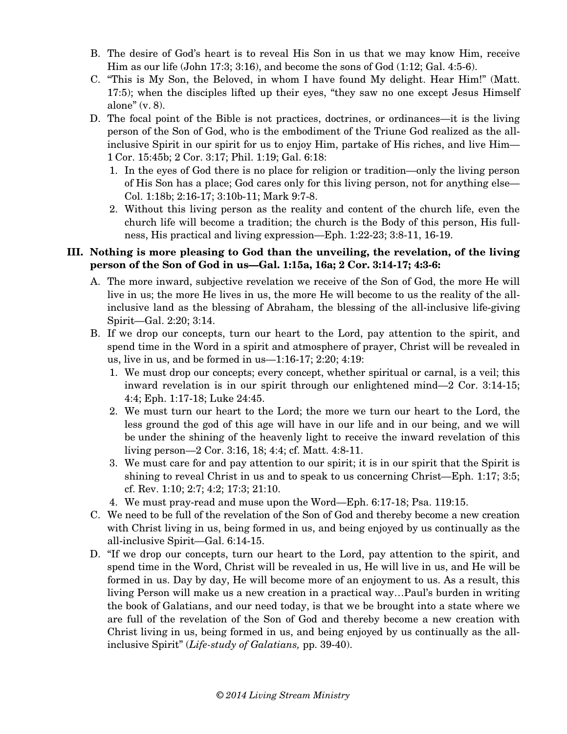B. The desire of God's heart is to reveal His Son in us that we may know Him, receive Him as our life (John 17:3; 3:16), and become the sons of God (1:12; Gal. 4:5-6).

C. "This is My Son, the Beloved, in whom I have found My delight. Hear Him!" (Matt. 17:5); when the disciples lifted up their eyes, "they saw no one except Jesus Himself alone" (v. 8).

D. The focal point of the Bible is not practices, doctrines, or ordinances—it is the living person of the Son of God, who is the embodiment of the Triune God realized as the all-inclusive Spirit in our spirit for us to enjoy Him, partake of His riches, and live Him—1 Cor. 15:45b; 2 Cor. 3:17; Phil. 1:19; Gal. 6:18:

1. In the eyes of God there is no place for religion or tradition—only the living person of His Son has a place; God cares only for this living person, not for anything else—Col. 1:18b; 2:16-17; 3:10b-11; Mark 9:7-8.
2. Without this living person as the reality and content of the church life, even the church life will become a tradition; the church is the Body of this person, His fullness, His practical and living expression—Eph. 1:22-23; 3:8-11, 16-19.

**III. Nothing is more pleasing to God than the unveiling, the revelation, of the living person of the Son of God in us—Gal. 1:15a, 16a; 2 Cor. 3:14-17; 4:3-6:**

A. The more inward, subjective revelation we receive of the Son of God, the more He will live in us; the more He lives in us, the more He will become to us the reality of the all-inclusive land as the blessing of Abraham, the blessing of the all-inclusive life-giving Spirit—Gal. 2:20; 3:14.

B. If we drop our concepts, turn our heart to the Lord, pay attention to the spirit, and spend time in the Word in a spirit and atmosphere of prayer, Christ will be revealed in us, live in us, and be formed in us—1:16-17; 2:20; 4:19:

1. We must drop our concepts; every concept, whether spiritual or carnal, is a veil; this inward revelation is in our spirit through our enlightened mind—2 Cor. 3:14-15; 4:4; Eph. 1:17-18; Luke 24:45.
2. We must turn our heart to the Lord; the more we turn our heart to the Lord, the less ground the god of this age will have in our life and in our being, and we will be under the shining of the heavenly light to receive the inward revelation of this living person—2 Cor. 3:16, 18; 4:4; cf. Matt. 4:8-11.
3. We must care for and pay attention to our spirit; it is in our spirit that the Spirit is shining to reveal Christ in us and to speak to us concerning Christ—Eph. 1:17; 3:5; cf. Rev. 1:10; 2:7; 4:2; 17:3; 21:10.
4. We must pray-read and muse upon the Word—Eph. 6:17-18; Psa. 119:15.

C. We need to be full of the revelation of the Son of God and thereby become a new creation with Christ living in us, being formed in us, and being enjoyed by us continually as the all-inclusive Spirit—Gal. 6:14-15.

D. "If we drop our concepts, turn our heart to the Lord, pay attention to the spirit, and spend time in the Word, Christ will be revealed in us, He will live in us, and He will be formed in us. Day by day, He will become more of an enjoyment to us. As a result, this living Person will make us a new creation in a practical way…Paul's burden in writing the book of Galatians, and our need today, is that we be brought into a state where we are full of the revelation of the Son of God and thereby become a new creation with Christ living in us, being formed in us, and being enjoyed by us continually as the all-inclusive Spirit" (*Life-study of Galatians,* pp. 39-40).

*© 2014 Living Stream Ministry*